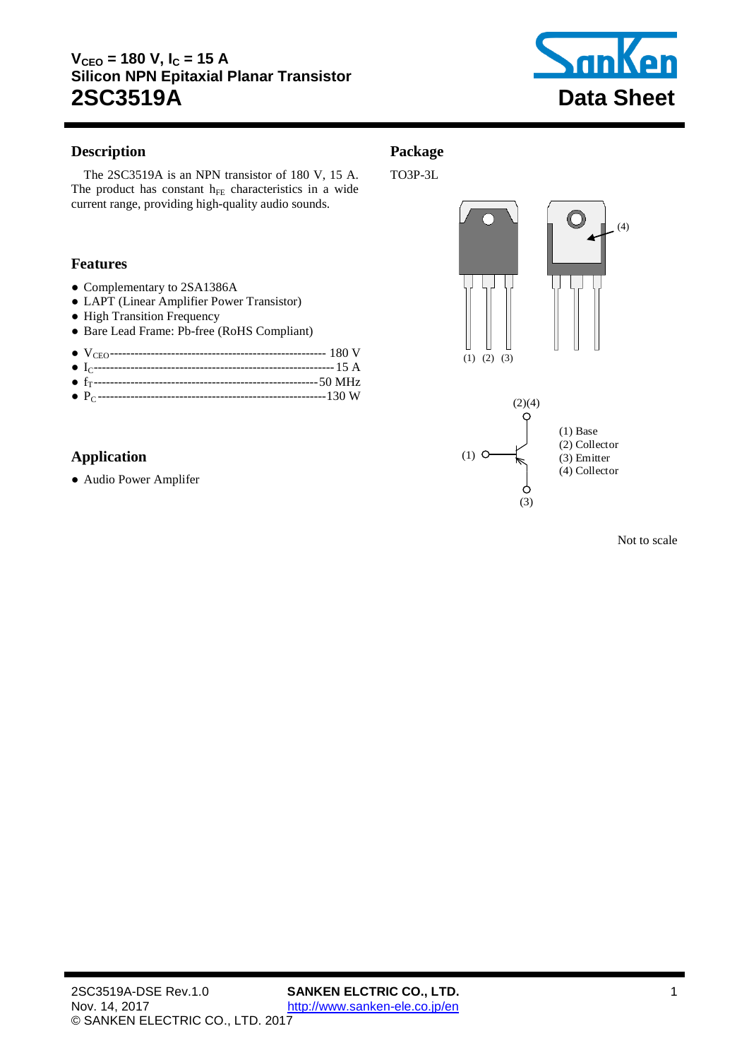# $V_{CEO}$ = 180 V, $I_C$ = 15 A
## Silicon NPN Epitaxial Planar Transistor
# 2SC3519A

**Data Sheet**

## Description

The 2SC3519A is an NPN transistor of 180 V, 15 A. The product has constant $h_{FE}$ characteristics in a wide current range, providing high-quality audio sounds.

## Features

- Complementary to 2SA1386A
- LAPT (Linear Amplifier Power Transistor)
- High Transition Frequency
- Bare Lead Frame: Pb-free (RoHS Compliant)

- $V_{CEO}$ ---------------------------------------- 180 V
- $I_C$ ---------------------------------------------- 15 A
- $f_T$ ---------------------------------------------- 50 MHz
- $P_C$ ---------------------------------------------- 130 W

## Package

TO3P-3L

(1) (2) (3)

(4)

(2)(4)

(1)

(3)

(1) Base
(2) Collector
(3) Emitter
(4) Collector

Not to scale

## Application

- Audio Power Amplifer

2SC3519A-DSE Rev.1.0
Nov. 14, 2017
© SANKEN ELECTRIC CO., LTD. 2017

**SANKEN ELCTRIC CO., LTD.**
http://www.sanken-ele.co.jp/en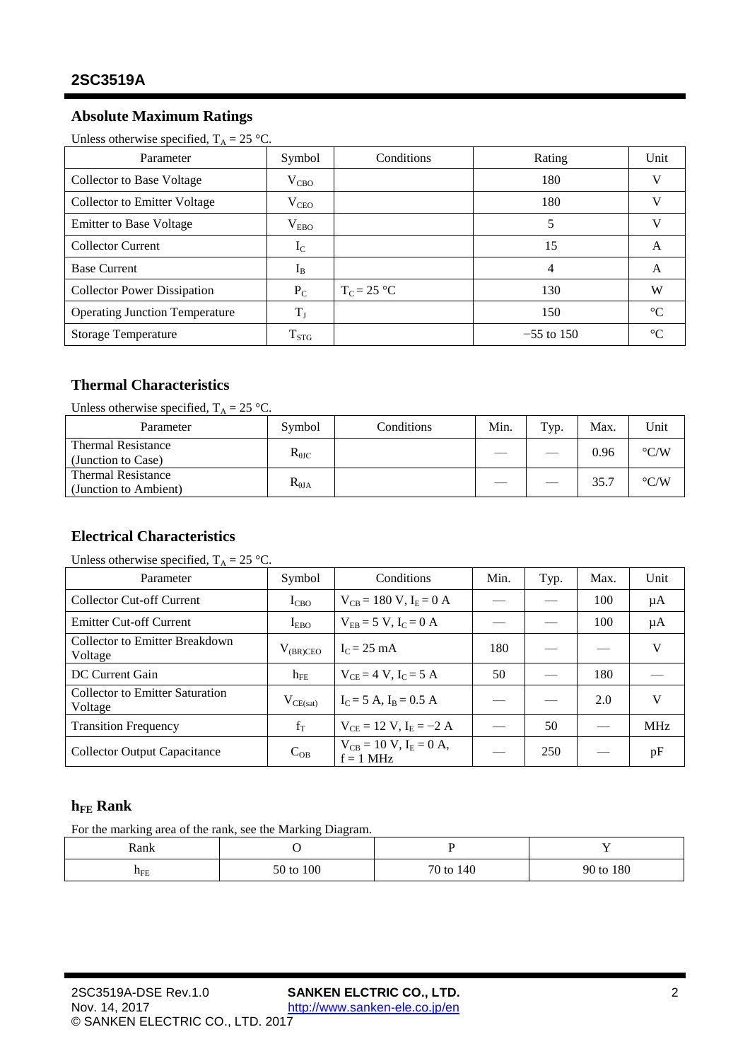## Absolute Maximum Ratings

Unless otherwise specified, $T_A$ = 25 °C.

| Parameter | Symbol | Conditions | Rating | Unit |
|---|---|---|---|---|
| Collector to Base Voltage | $V_{CBO}$ | | 180 | V |
| Collector to Emitter Voltage | $V_{CEO}$ | | 180 | V |
| Emitter to Base Voltage | $V_{EBO}$ | | 5 | V |
| Collector Current | $I_C$ | | 15 | A |
| Base Current | $I_B$ | | 4 | A |
| Collector Power Dissipation | $P_C$ | $T_C$ = 25 °C | 130 | W |
| Operating Junction Temperature | $T_J$ | | 150 | °C |
| Storage Temperature | $T_{STG}$ | | −55 to 150 | °C |

## Thermal Characteristics

Unless otherwise specified, $T_A$ = 25 °C.

| Parameter | Symbol | Conditions | Min. | Typ. | Max. | Unit |
|---|---|---|---|---|---|---|
| Thermal Resistance (Junction to Case) | $R_{\theta JC}$ | | — | — | 0.96 | °C/W |
| Thermal Resistance (Junction to Ambient) | $R_{\theta JA}$ | | — | — | 35.7 | °C/W |

## Electrical Characteristics

Unless otherwise specified, $T_A$ = 25 °C.

| Parameter | Symbol | Conditions | Min. | Typ. | Max. | Unit |
|---|---|---|---|---|---|---|
| Collector Cut-off Current | $I_{CBO}$ | $V_{CB}$ = 180 V, $I_E$ = 0 A | — | — | 100 | μA |
| Emitter Cut-off Current | $I_{EBO}$ | $V_{EB}$ = 5 V, $I_C$ = 0 A | — | — | 100 | μA |
| Collector to Emitter Breakdown Voltage | $V_{(BR)CEO}$ | $I_C$ = 25 mA | 180 | — | — | V |
| DC Current Gain | $h_{FE}$ | $V_{CE}$ = 4 V, $I_C$ = 5 A | 50 | — | 180 | — |
| Collector to Emitter Saturation Voltage | $V_{CE(sat)}$ | $I_C$ = 5 A, $I_B$ = 0.5 A | — | — | 2.0 | V |
| Transition Frequency | $f_T$ | $V_{CE}$ = 12 V, $I_E$ = −2 A | — | 50 | — | MHz |
| Collector Output Capacitance | $C_{OB}$ | $V_{CB}$ = 10 V, $I_E$ = 0 A, f = 1 MHz | — | 250 | — | pF |

## $h_{FE}$ Rank

For the marking area of the rank, see the Marking Diagram.

| Rank | O | P | Y |
|---|---|---|---|
| $h_{FE}$ | 50 to 100 | 70 to 140 | 90 to 180 |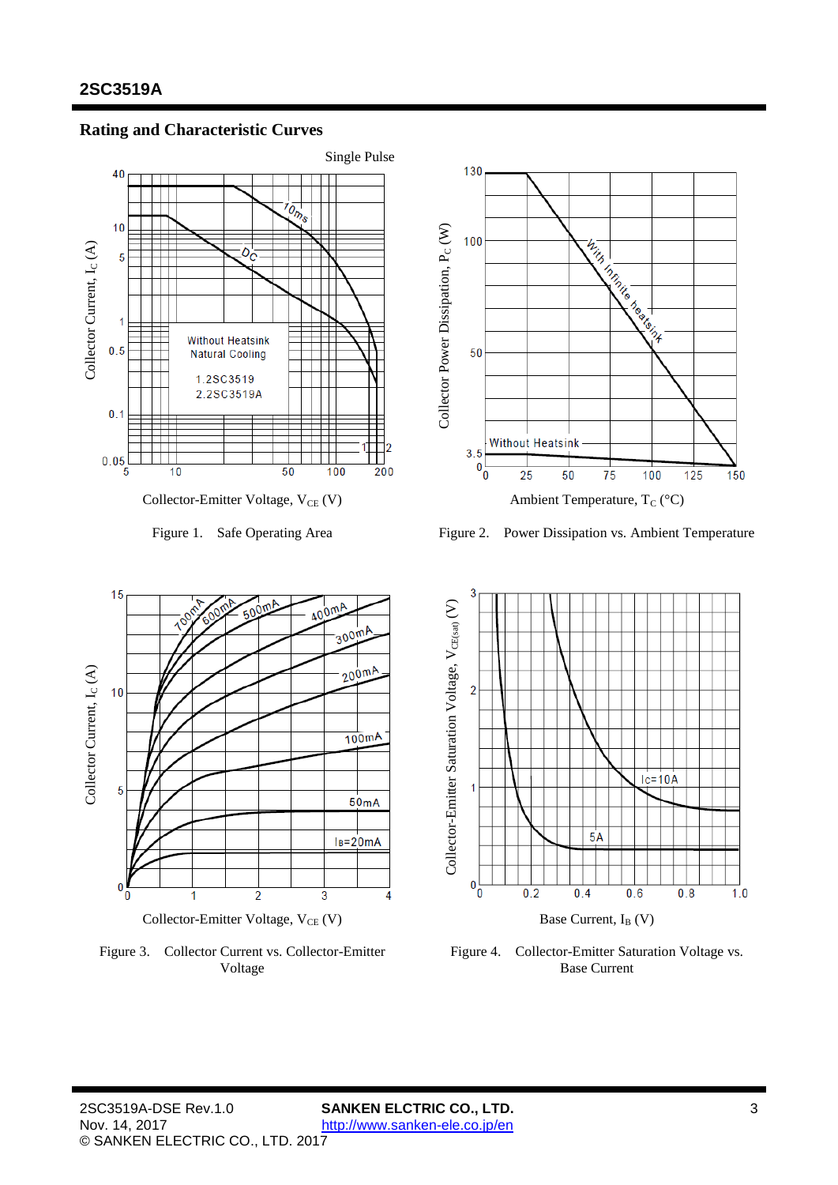## Rating and Characteristic Curves

Figure 1. Safe Operating Area

Figure 2. Power Dissipation vs. Ambient Temperature

Figure 3. Collector Current vs. Collector-Emitter Voltage

Figure 4. Collector-Emitter Saturation Voltage vs. Base Current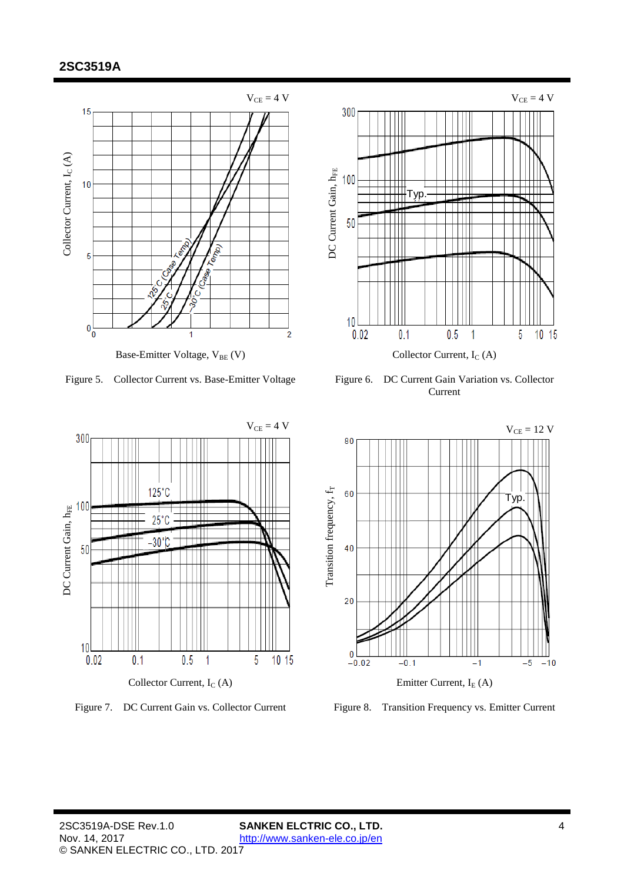Figure 5. Collector Current vs. Base-Emitter Voltage

Figure 6. DC Current Gain Variation vs. Collector Current

Figure 7. DC Current Gain vs. Collector Current

Figure 8. Transition Frequency vs. Emitter Current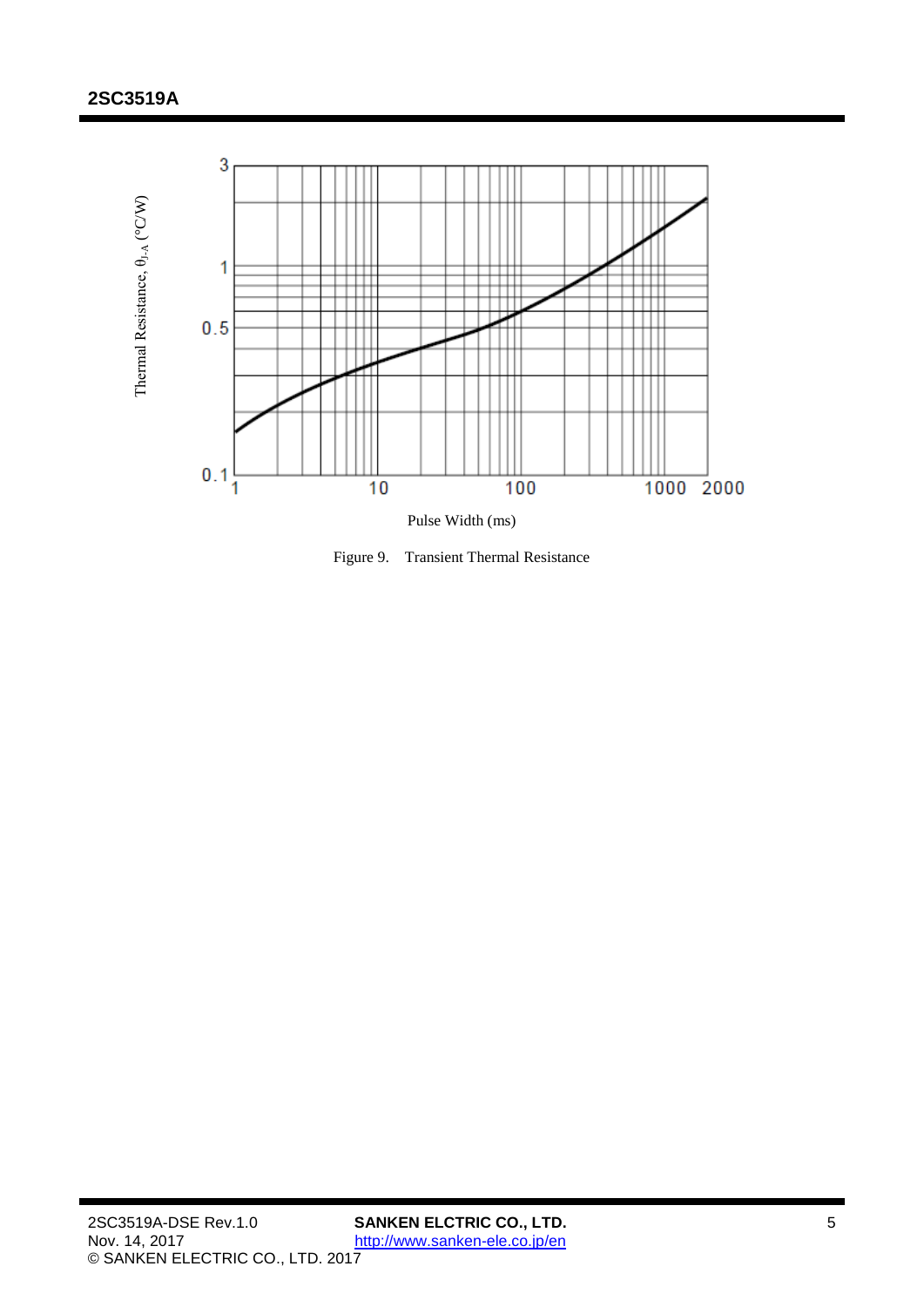Thermal Resistance, $\theta_{J-A}$ (°C/W)

Pulse Width (ms)

Figure 9. Transient Thermal Resistance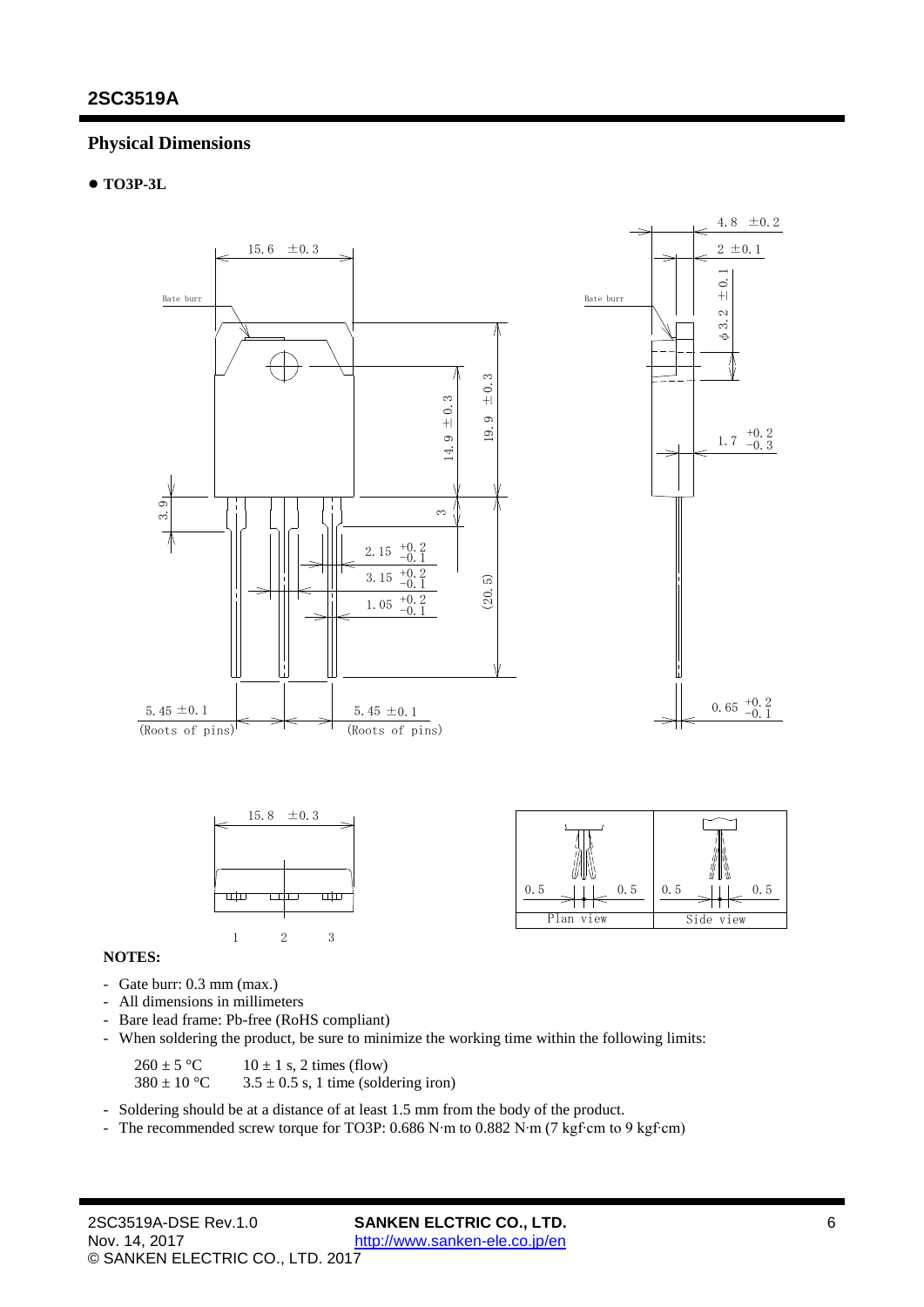## Physical Dimensions

- **TO3P-3L**

Bate burr

15.6 ±0.3

14.9 ±0.3

19.9 ±0.3

3.9

3

2.15 $^{+0.2}_{-0.1}$

3.15 $^{+0.2}_{-0.1}$

1.05 $^{+0.2}_{-0.1}$

(20.5)

5.45 ±0.1 (Roots of pins)

5.45 ±0.1 (Roots of pins)

4.8 ±0.2

2 ±0.1

ϕ3.2 ±0.1

1.7 $^{+0.2}_{-0.3}$

0.65 $^{+0.2}_{-0.1}$

15.8 ±0.3

1 2 3

| 0.5 0.5 | 0.5 0.5 |
|---|---|
| Plan view | Side view |

**NOTES:**

- Gate burr: 0.3 mm (max.)
- All dimensions in millimeters
- Bare lead frame: Pb-free (RoHS compliant)
- When soldering the product, be sure to minimize the working time within the following limits:

  260 ± 5 °C &nbsp;&nbsp; 10 ± 1 s, 2 times (flow)
  
  380 ± 10 °C &nbsp;&nbsp; 3.5 ± 0.5 s, 1 time (soldering iron)

- Soldering should be at a distance of at least 1.5 mm from the body of the product.
- The recommended screw torque for TO3P: 0.686 N·m to 0.882 N·m (7 kgf·cm to 9 kgf·cm)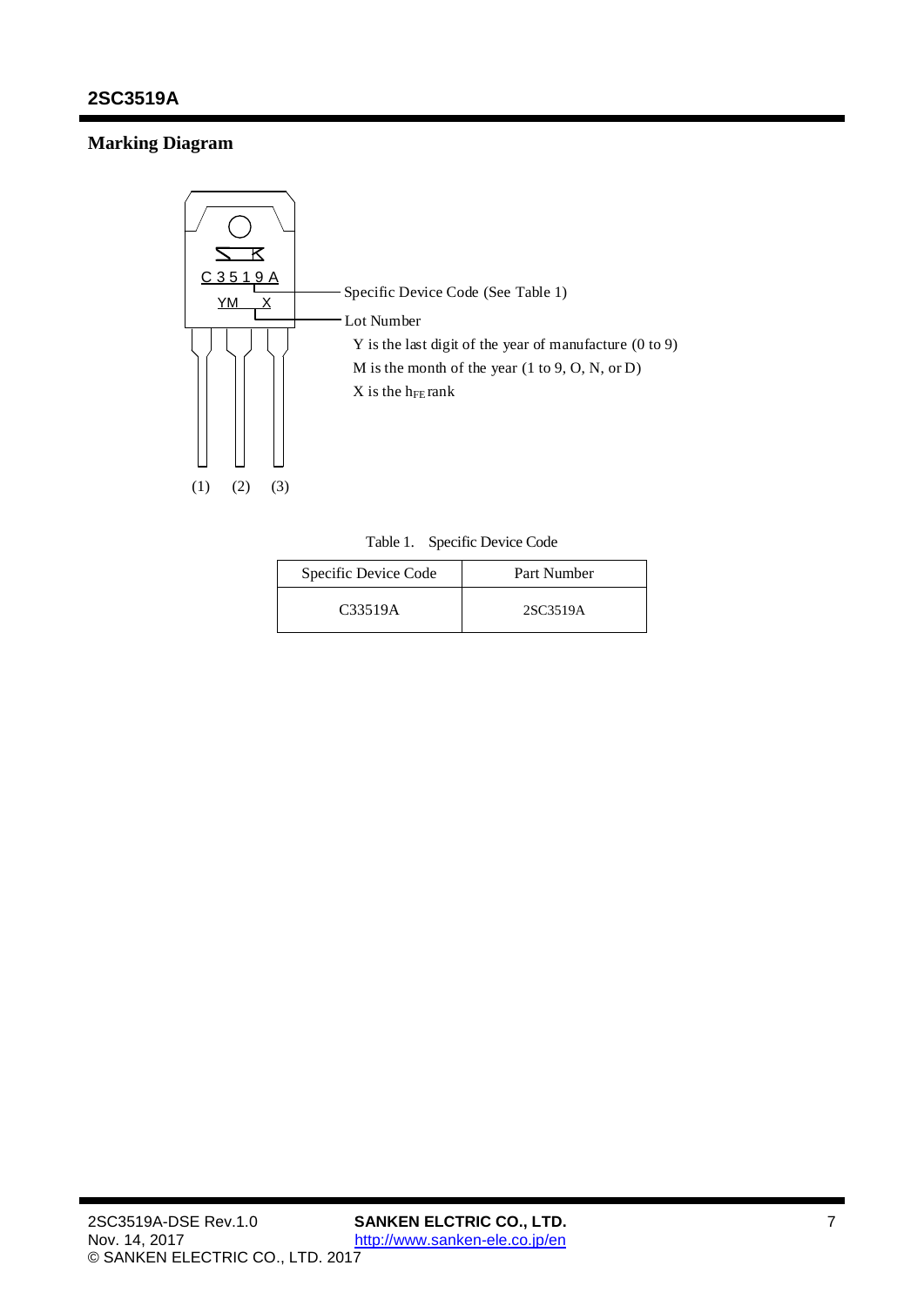## Marking Diagram

C 3 5 1 9 A

YM X

(1) (2) (3)

Specific Device Code (See Table 1)

Lot Number

Y is the last digit of the year of manufacture (0 to 9)

M is the month of the year (1 to 9, O, N, or D)

X is the $h_{FE}$ rank

Table 1. Specific Device Code

| Specific Device Code | Part Number |
|---|---|
| C33519A | 2SC3519A |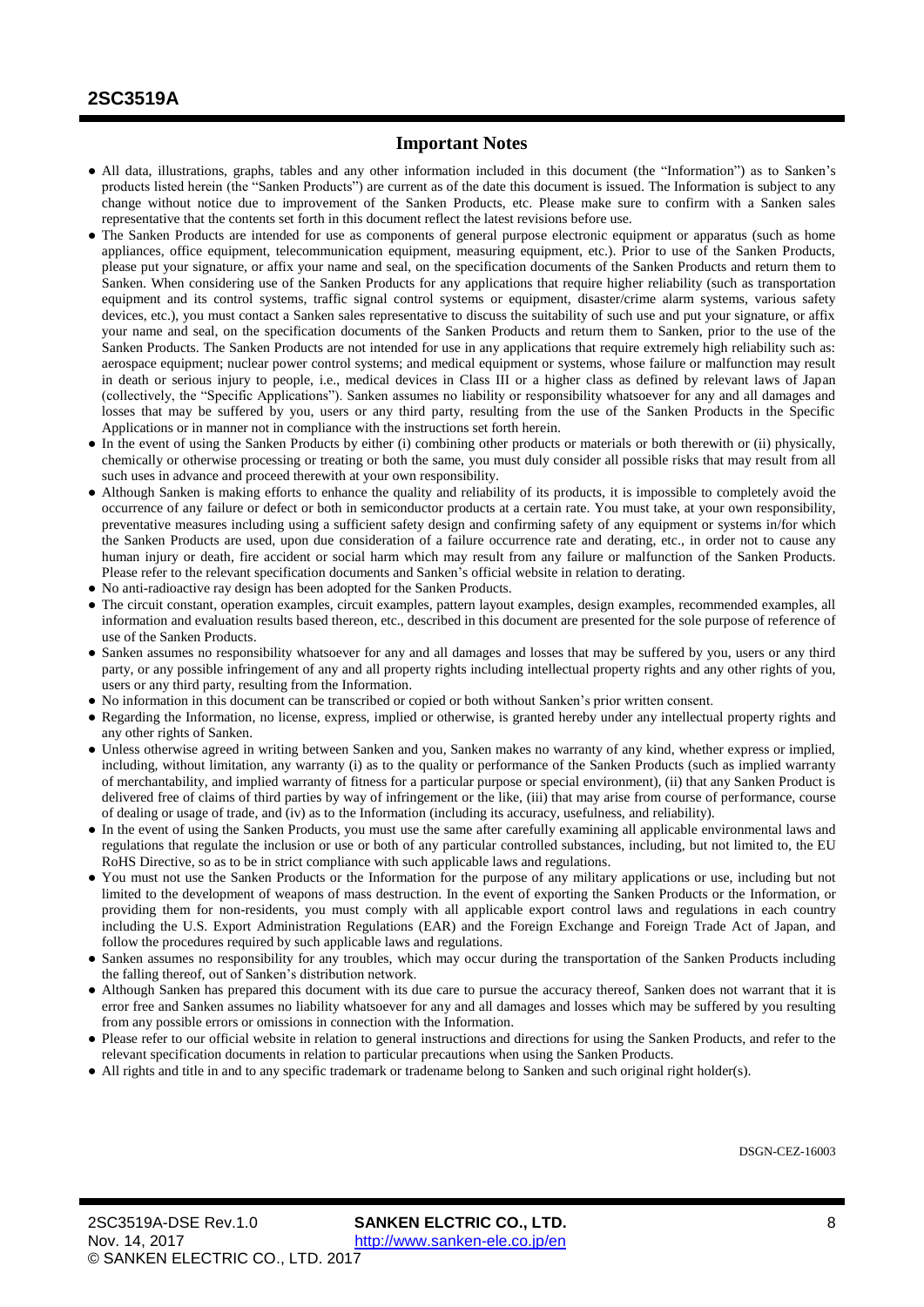## Important Notes

- All data, illustrations, graphs, tables and any other information included in this document (the "Information") as to Sanken's products listed herein (the "Sanken Products") are current as of the date this document is issued. The Information is subject to any change without notice due to improvement of the Sanken Products, etc. Please make sure to confirm with a Sanken sales representative that the contents set forth in this document reflect the latest revisions before use.
- The Sanken Products are intended for use as components of general purpose electronic equipment or apparatus (such as home appliances, office equipment, telecommunication equipment, measuring equipment, etc.). Prior to use of the Sanken Products, please put your signature, or affix your name and seal, on the specification documents of the Sanken Products and return them to Sanken. When considering use of the Sanken Products for any applications that require higher reliability (such as transportation equipment and its control systems, traffic signal control systems or equipment, disaster/crime alarm systems, various safety devices, etc.), you must contact a Sanken sales representative to discuss the suitability of such use and put your signature, or affix your name and seal, on the specification documents of the Sanken Products and return them to Sanken, prior to the use of the Sanken Products. The Sanken Products are not intended for use in any applications that require extremely high reliability such as: aerospace equipment; nuclear power control systems; and medical equipment or systems, whose failure or malfunction may result in death or serious injury to people, i.e., medical devices in Class III or a higher class as defined by relevant laws of Japan (collectively, the "Specific Applications"). Sanken assumes no liability or responsibility whatsoever for any and all damages and losses that may be suffered by you, users or any third party, resulting from the use of the Sanken Products in the Specific Applications or in manner not in compliance with the instructions set forth herein.
- In the event of using the Sanken Products by either (i) combining other products or materials or both therewith or (ii) physically, chemically or otherwise processing or treating or both the same, you must duly consider all possible risks that may result from all such uses in advance and proceed therewith at your own responsibility.
- Although Sanken is making efforts to enhance the quality and reliability of its products, it is impossible to completely avoid the occurrence of any failure or defect or both in semiconductor products at a certain rate. You must take, at your own responsibility, preventative measures including using a sufficient safety design and confirming safety of any equipment or systems in/for which the Sanken Products are used, upon due consideration of a failure occurrence rate and derating, etc., in order not to cause any human injury or death, fire accident or social harm which may result from any failure or malfunction of the Sanken Products. Please refer to the relevant specification documents and Sanken's official website in relation to derating.
- No anti-radioactive ray design has been adopted for the Sanken Products.
- The circuit constant, operation examples, circuit examples, pattern layout examples, design examples, recommended examples, all information and evaluation results based thereon, etc., described in this document are presented for the sole purpose of reference of use of the Sanken Products.
- Sanken assumes no responsibility whatsoever for any and all damages and losses that may be suffered by you, users or any third party, or any possible infringement of any and all property rights including intellectual property rights and any other rights of you, users or any third party, resulting from the Information.
- No information in this document can be transcribed or copied or both without Sanken's prior written consent.
- Regarding the Information, no license, express, implied or otherwise, is granted hereby under any intellectual property rights and any other rights of Sanken.
- Unless otherwise agreed in writing between Sanken and you, Sanken makes no warranty of any kind, whether express or implied, including, without limitation, any warranty (i) as to the quality or performance of the Sanken Products (such as implied warranty of merchantability, and implied warranty of fitness for a particular purpose or special environment), (ii) that any Sanken Product is delivered free of claims of third parties by way of infringement or the like, (iii) that may arise from course of performance, course of dealing or usage of trade, and (iv) as to the Information (including its accuracy, usefulness, and reliability).
- In the event of using the Sanken Products, you must use the same after carefully examining all applicable environmental laws and regulations that regulate the inclusion or use or both of any particular controlled substances, including, but not limited to, the EU RoHS Directive, so as to be in strict compliance with such applicable laws and regulations.
- You must not use the Sanken Products or the Information for the purpose of any military applications or use, including but not limited to the development of weapons of mass destruction. In the event of exporting the Sanken Products or the Information, or providing them for non-residents, you must comply with all applicable export control laws and regulations in each country including the U.S. Export Administration Regulations (EAR) and the Foreign Exchange and Foreign Trade Act of Japan, and follow the procedures required by such applicable laws and regulations.
- Sanken assumes no responsibility for any troubles, which may occur during the transportation of the Sanken Products including the falling thereof, out of Sanken's distribution network.
- Although Sanken has prepared this document with its due care to pursue the accuracy thereof, Sanken does not warrant that it is error free and Sanken assumes no liability whatsoever for any and all damages and losses which may be suffered by you resulting from any possible errors or omissions in connection with the Information.
- Please refer to our official website in relation to general instructions and directions for using the Sanken Products, and refer to the relevant specification documents in relation to particular precautions when using the Sanken Products.
- All rights and title in and to any specific trademark or tradename belong to Sanken and such original right holder(s).

DSGN-CEZ-16003